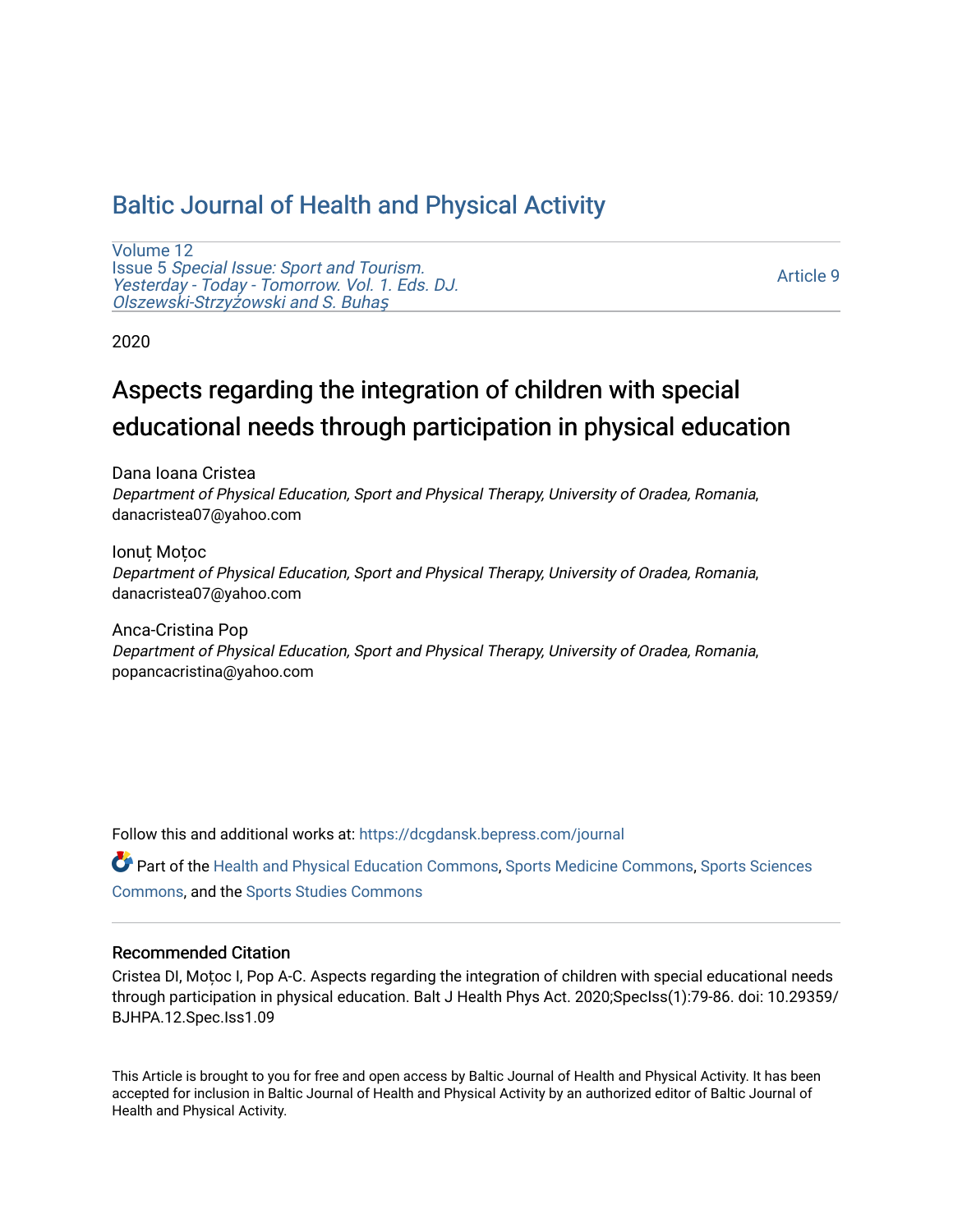# Baltic Journal of Health and Physical Activity

Volume 12
Issue 5 *Special Issue: Sport and Tourism. Yesterday - Today - Tomorrow. Vol. 1. Eds. DJ. Olszewski-Strzyżowski and S. Buhaş*

Article 9

2020

## Aspects regarding the integration of children with special educational needs through participation in physical education

Dana Ioana Cristea
*Department of Physical Education, Sport and Physical Therapy, University of Oradea, Romania*, danacristea07@yahoo.com

Ionuț Moțoc
*Department of Physical Education, Sport and Physical Therapy, University of Oradea, Romania*, danacristea07@yahoo.com

Anca-Cristina Pop
*Department of Physical Education, Sport and Physical Therapy, University of Oradea, Romania*, popancacristina@yahoo.com

Follow this and additional works at: https://dcgdansk.bepress.com/journal

Part of the Health and Physical Education Commons, Sports Medicine Commons, Sports Sciences Commons, and the Sports Studies Commons

### Recommended Citation

Cristea DI, Moțoc I, Pop A-C. Aspects regarding the integration of children with special educational needs through participation in physical education. Balt J Health Phys Act. 2020;SpecIss(1):79-86. doi: 10.29359/BJHPA.12.Spec.Iss1.09

This Article is brought to you for free and open access by Baltic Journal of Health and Physical Activity. It has been accepted for inclusion in Baltic Journal of Health and Physical Activity by an authorized editor of Baltic Journal of Health and Physical Activity.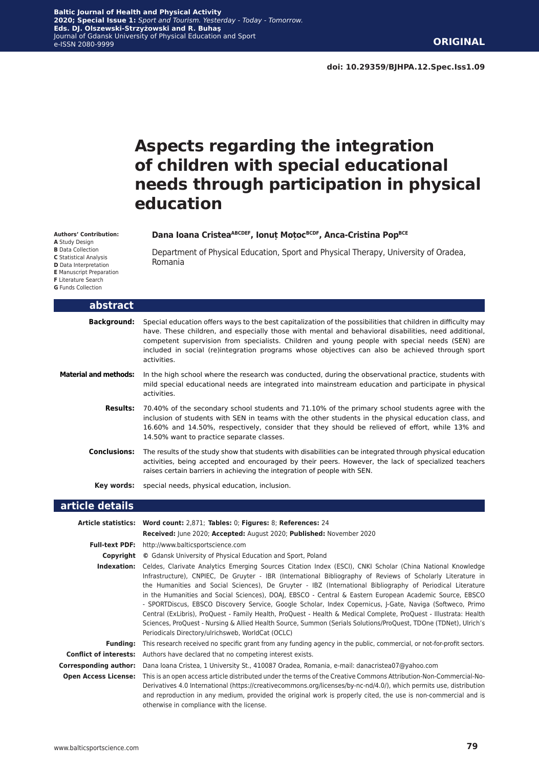**ORIGINAL**

doi: 10.29359/BJHPA.12.Spec.Iss1.09

# Aspects regarding the integration of children with special educational needs through participation in physical education

**Authors' Contribution:**
**A** Study Design
**B** Data Collection
**C** Statistical Analysis
**D** Data Interpretation
**E** Manuscript Preparation
**F** Literature Search
**G** Funds Collection

**Dana Ioana Cristea[ABCDEF], Ionuț Moțoc[BCDF], Anca-Cristina Pop[BCE]**

Department of Physical Education, Sport and Physical Therapy, University of Oradea, Romania

## abstract

**Background:** Special education offers ways to the best capitalization of the possibilities that children in difficulty may have. These children, and especially those with mental and behavioral disabilities, need additional, competent supervision from specialists. Children and young people with special needs (SEN) are included in social (re)integration programs whose objectives can also be achieved through sport activities.

**Material and methods:** In the high school where the research was conducted, during the observational practice, students with mild special educational needs are integrated into mainstream education and participate in physical activities.

**Results:** 70.40% of the secondary school students and 71.10% of the primary school students agree with the inclusion of students with SEN in teams with the other students in the physical education class, and 16.60% and 14.50%, respectively, consider that they should be relieved of effort, while 13% and 14.50% want to practice separate classes.

**Conclusions:** The results of the study show that students with disabilities can be integrated through physical education activities, being accepted and encouraged by their peers. However, the lack of specialized teachers raises certain barriers in achieving the integration of people with SEN.

**Key words:** special needs, physical education, inclusion.

## article details

**Article statistics:** **Word count:** 2,871; **Tables:** 0; **Figures:** 8; **References:** 24
**Received:** June 2020; **Accepted:** August 2020; **Published:** November 2020

**Full-text PDF:** http://www.balticsportscience.com

**Copyright** © Gdansk University of Physical Education and Sport, Poland

**Indexation:** Celdes, Clarivate Analytics Emerging Sources Citation Index (ESCI), CNKI Scholar (China National Knowledge Infrastructure), CNPIEC, De Gruyter - IBR (International Bibliography of Reviews of Scholarly Literature in the Humanities and Social Sciences), De Gruyter - IBZ (International Bibliography of Periodical Literature in the Humanities and Social Sciences), DOAJ, EBSCO - Central & Eastern European Academic Source, EBSCO - SPORTDiscus, EBSCO Discovery Service, Google Scholar, Index Copernicus, J-Gate, Naviga (Softweco, Primo Central (ExLibris), ProQuest - Family Health, ProQuest - Health & Medical Complete, ProQuest - Illustrata: Health Sciences, ProQuest - Nursing & Allied Health Source, Summon (Serials Solutions/ProQuest, TDOne (TDNet), Ulrich's Periodicals Directory/ulrichsweb, WorldCat (OCLC)

**Funding:** This research received no specific grant from any funding agency in the public, commercial, or not-for-profit sectors.

**Conflict of interests:** Authors have declared that no competing interest exists.

**Corresponding author:** Dana Ioana Cristea, 1 University St., 410087 Oradea, Romania, e-mail: danacristea07@yahoo.com

**Open Access License:** This is an open access article distributed under the terms of the Creative Commons Attribution-Non-Commercial-No-Derivatives 4.0 International (https://creativecommons.org/licenses/by-nc-nd/4.0/), which permits use, distribution and reproduction in any medium, provided the original work is properly cited, the use is non-commercial and is otherwise in compliance with the license.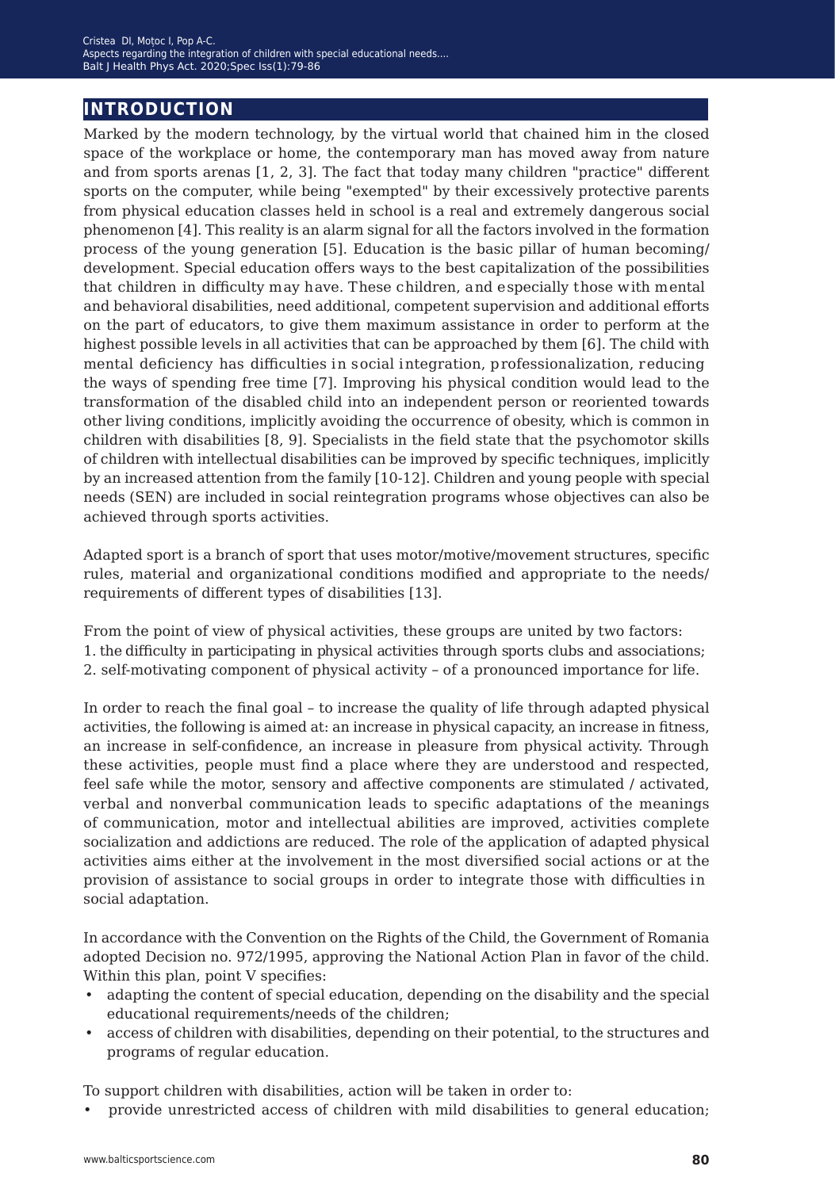## INTRODUCTION

Marked by the modern technology, by the virtual world that chained him in the closed space of the workplace or home, the contemporary man has moved away from nature and from sports arenas [1, 2, 3]. The fact that today many children "practice" different sports on the computer, while being "exempted" by their excessively protective parents from physical education classes held in school is a real and extremely dangerous social phenomenon [4]. This reality is an alarm signal for all the factors involved in the formation process of the young generation [5]. Education is the basic pillar of human becoming/ development. Special education offers ways to the best capitalization of the possibilities that children in difficulty may have. These children, and especially those with mental and behavioral disabilities, need additional, competent supervision and additional efforts on the part of educators, to give them maximum assistance in order to perform at the highest possible levels in all activities that can be approached by them [6]. The child with mental deficiency has difficulties in social integration, professionalization, reducing the ways of spending free time [7]. Improving his physical condition would lead to the transformation of the disabled child into an independent person or reoriented towards other living conditions, implicitly avoiding the occurrence of obesity, which is common in children with disabilities [8, 9]. Specialists in the field state that the psychomotor skills of children with intellectual disabilities can be improved by specific techniques, implicitly by an increased attention from the family [10-12]. Children and young people with special needs (SEN) are included in social reintegration programs whose objectives can also be achieved through sports activities.

Adapted sport is a branch of sport that uses motor/motive/movement structures, specific rules, material and organizational conditions modified and appropriate to the needs/ requirements of different types of disabilities [13].

From the point of view of physical activities, these groups are united by two factors:
1. the difficulty in participating in physical activities through sports clubs and associations;
2. self-motivating component of physical activity – of a pronounced importance for life.

In order to reach the final goal – to increase the quality of life through adapted physical activities, the following is aimed at: an increase in physical capacity, an increase in fitness, an increase in self-confidence, an increase in pleasure from physical activity. Through these activities, people must find a place where they are understood and respected, feel safe while the motor, sensory and affective components are stimulated / activated, verbal and nonverbal communication leads to specific adaptations of the meanings of communication, motor and intellectual abilities are improved, activities complete socialization and addictions are reduced. The role of the application of adapted physical activities aims either at the involvement in the most diversified social actions or at the provision of assistance to social groups in order to integrate those with difficulties in social adaptation.

In accordance with the Convention on the Rights of the Child, the Government of Romania adopted Decision no. 972/1995, approving the National Action Plan in favor of the child. Within this plan, point V specifies:

- adapting the content of special education, depending on the disability and the special educational requirements/needs of the children;
- access of children with disabilities, depending on their potential, to the structures and programs of regular education.

To support children with disabilities, action will be taken in order to:

- provide unrestricted access of children with mild disabilities to general education;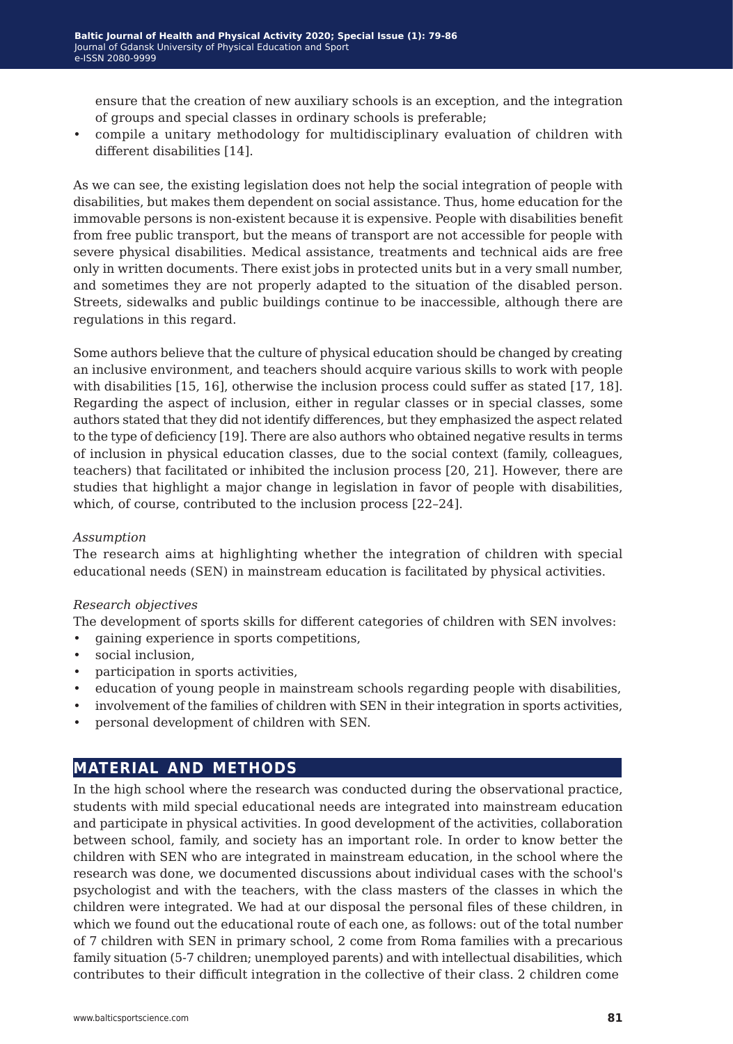ensure that the creation of new auxiliary schools is an exception, and the integration of groups and special classes in ordinary schools is preferable;
- compile a unitary methodology for multidisciplinary evaluation of children with different disabilities [14].

As we can see, the existing legislation does not help the social integration of people with disabilities, but makes them dependent on social assistance. Thus, home education for the immovable persons is non-existent because it is expensive. People with disabilities benefit from free public transport, but the means of transport are not accessible for people with severe physical disabilities. Medical assistance, treatments and technical aids are free only in written documents. There exist jobs in protected units but in a very small number, and sometimes they are not properly adapted to the situation of the disabled person. Streets, sidewalks and public buildings continue to be inaccessible, although there are regulations in this regard.

Some authors believe that the culture of physical education should be changed by creating an inclusive environment, and teachers should acquire various skills to work with people with disabilities [15, 16], otherwise the inclusion process could suffer as stated [17, 18]. Regarding the aspect of inclusion, either in regular classes or in special classes, some authors stated that they did not identify differences, but they emphasized the aspect related to the type of deficiency [19]. There are also authors who obtained negative results in terms of inclusion in physical education classes, due to the social context (family, colleagues, teachers) that facilitated or inhibited the inclusion process [20, 21]. However, there are studies that highlight a major change in legislation in favor of people with disabilities, which, of course, contributed to the inclusion process [22–24].

*Assumption*

The research aims at highlighting whether the integration of children with special educational needs (SEN) in mainstream education is facilitated by physical activities.

*Research objectives*

The development of sports skills for different categories of children with SEN involves:

- gaining experience in sports competitions,
- social inclusion,
- participation in sports activities,
- education of young people in mainstream schools regarding people with disabilities,
- involvement of the families of children with SEN in their integration in sports activities,
- personal development of children with SEN.

## MATERIAL AND METHODS

In the high school where the research was conducted during the observational practice, students with mild special educational needs are integrated into mainstream education and participate in physical activities. In good development of the activities, collaboration between school, family, and society has an important role. In order to know better the children with SEN who are integrated in mainstream education, in the school where the research was done, we documented discussions about individual cases with the school's psychologist and with the teachers, with the class masters of the classes in which the children were integrated. We had at our disposal the personal files of these children, in which we found out the educational route of each one, as follows: out of the total number of 7 children with SEN in primary school, 2 come from Roma families with a precarious family situation (5-7 children; unemployed parents) and with intellectual disabilities, which contributes to their difficult integration in the collective of their class. 2 children come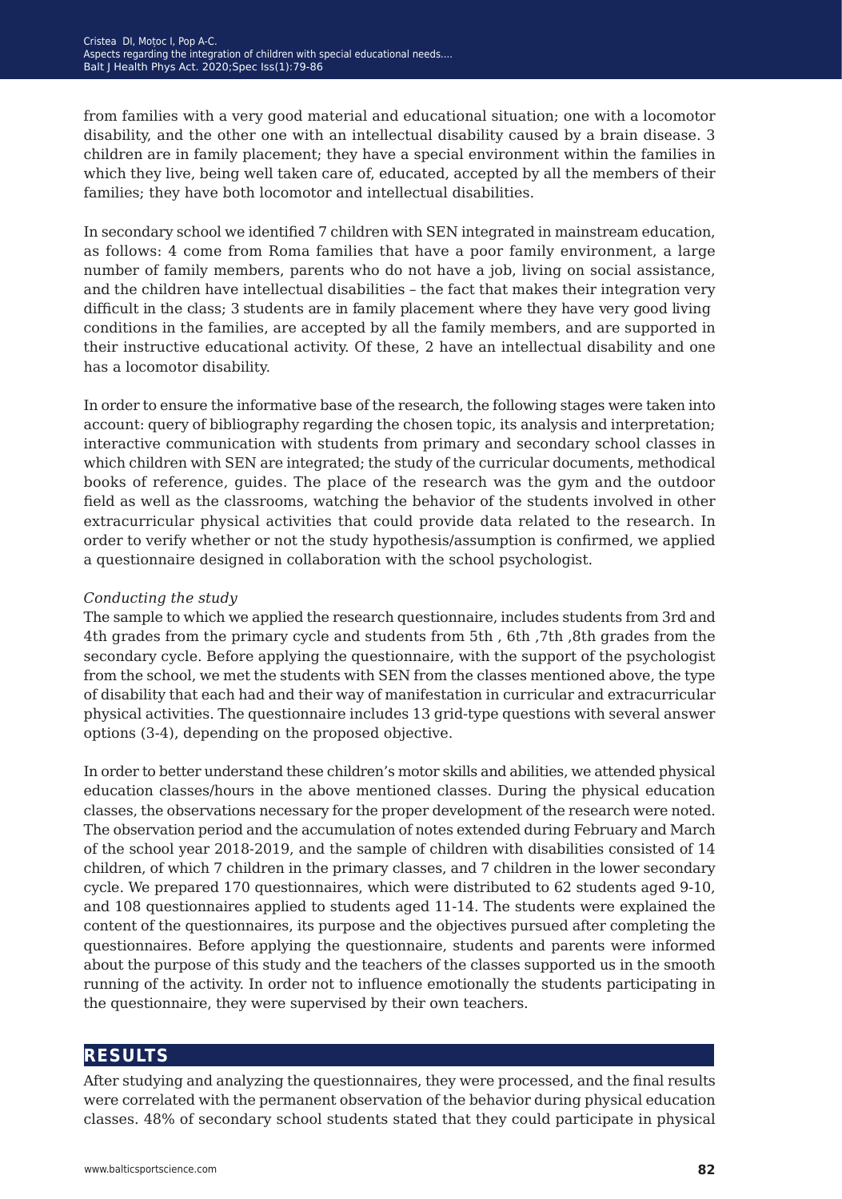from families with a very good material and educational situation; one with a locomotor disability, and the other one with an intellectual disability caused by a brain disease. 3 children are in family placement; they have a special environment within the families in which they live, being well taken care of, educated, accepted by all the members of their families; they have both locomotor and intellectual disabilities.

In secondary school we identified 7 children with SEN integrated in mainstream education, as follows: 4 come from Roma families that have a poor family environment, a large number of family members, parents who do not have a job, living on social assistance, and the children have intellectual disabilities – the fact that makes their integration very difficult in the class; 3 students are in family placement where they have very good living conditions in the families, are accepted by all the family members, and are supported in their instructive educational activity. Of these, 2 have an intellectual disability and one has a locomotor disability.

In order to ensure the informative base of the research, the following stages were taken into account: query of bibliography regarding the chosen topic, its analysis and interpretation; interactive communication with students from primary and secondary school classes in which children with SEN are integrated; the study of the curricular documents, methodical books of reference, guides. The place of the research was the gym and the outdoor field as well as the classrooms, watching the behavior of the students involved in other extracurricular physical activities that could provide data related to the research. In order to verify whether or not the study hypothesis/assumption is confirmed, we applied a questionnaire designed in collaboration with the school psychologist.

*Conducting the study*

The sample to which we applied the research questionnaire, includes students from 3rd and 4th grades from the primary cycle and students from 5th , 6th ,7th ,8th grades from the secondary cycle. Before applying the questionnaire, with the support of the psychologist from the school, we met the students with SEN from the classes mentioned above, the type of disability that each had and their way of manifestation in curricular and extracurricular physical activities. The questionnaire includes 13 grid-type questions with several answer options (3-4), depending on the proposed objective.

In order to better understand these children's motor skills and abilities, we attended physical education classes/hours in the above mentioned classes. During the physical education classes, the observations necessary for the proper development of the research were noted. The observation period and the accumulation of notes extended during February and March of the school year 2018-2019, and the sample of children with disabilities consisted of 14 children, of which 7 children in the primary classes, and 7 children in the lower secondary cycle. We prepared 170 questionnaires, which were distributed to 62 students aged 9-10, and 108 questionnaires applied to students aged 11-14. The students were explained the content of the questionnaires, its purpose and the objectives pursued after completing the questionnaires. Before applying the questionnaire, students and parents were informed about the purpose of this study and the teachers of the classes supported us in the smooth running of the activity. In order not to influence emotionally the students participating in the questionnaire, they were supervised by their own teachers.

## RESULTS

After studying and analyzing the questionnaires, they were processed, and the final results were correlated with the permanent observation of the behavior during physical education classes. 48% of secondary school students stated that they could participate in physical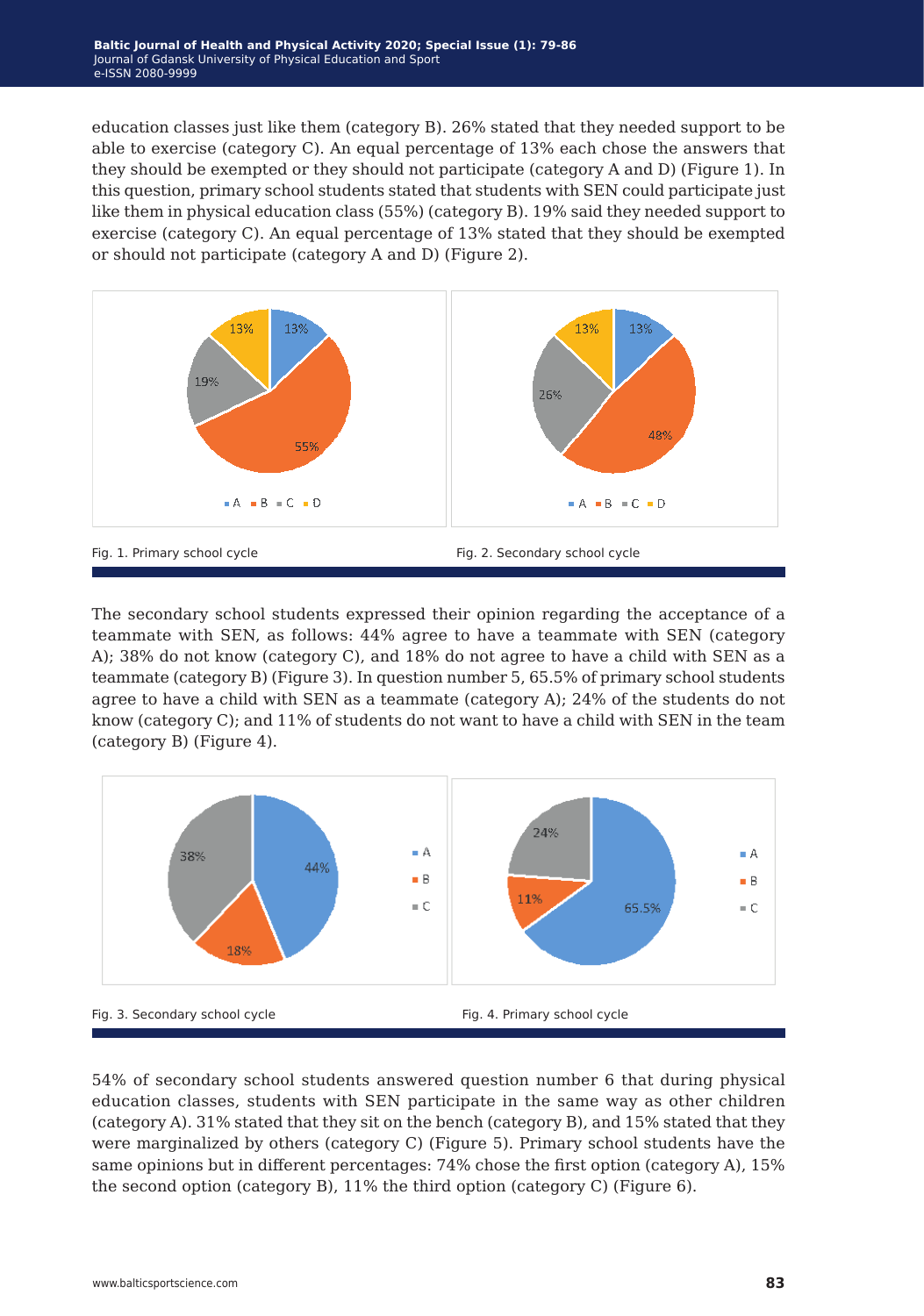education classes just like them (category B). 26% stated that they needed support to be able to exercise (category C). An equal percentage of 13% each chose the answers that they should be exempted or they should not participate (category A and D) (Figure 1). In this question, primary school students stated that students with SEN could participate just like them in physical education class (55%) (category B). 19% said they needed support to exercise (category C). An equal percentage of 13% stated that they should be exempted or should not participate (category A and D) (Figure 2).

Fig. 1. Primary school cycle

Fig. 2. Secondary school cycle

The secondary school students expressed their opinion regarding the acceptance of a teammate with SEN, as follows: 44% agree to have a teammate with SEN (category A); 38% do not know (category C), and 18% do not agree to have a child with SEN as a teammate (category B) (Figure 3). In question number 5, 65.5% of primary school students agree to have a child with SEN as a teammate (category A); 24% of the students do not know (category C); and 11% of students do not want to have a child with SEN in the team (category B) (Figure 4).

Fig. 3. Secondary school cycle

Fig. 4. Primary school cycle

54% of secondary school students answered question number 6 that during physical education classes, students with SEN participate in the same way as other children (category A). 31% stated that they sit on the bench (category B), and 15% stated that they were marginalized by others (category C) (Figure 5). Primary school students have the same opinions but in different percentages: 74% chose the first option (category A), 15% the second option (category B), 11% the third option (category C) (Figure 6).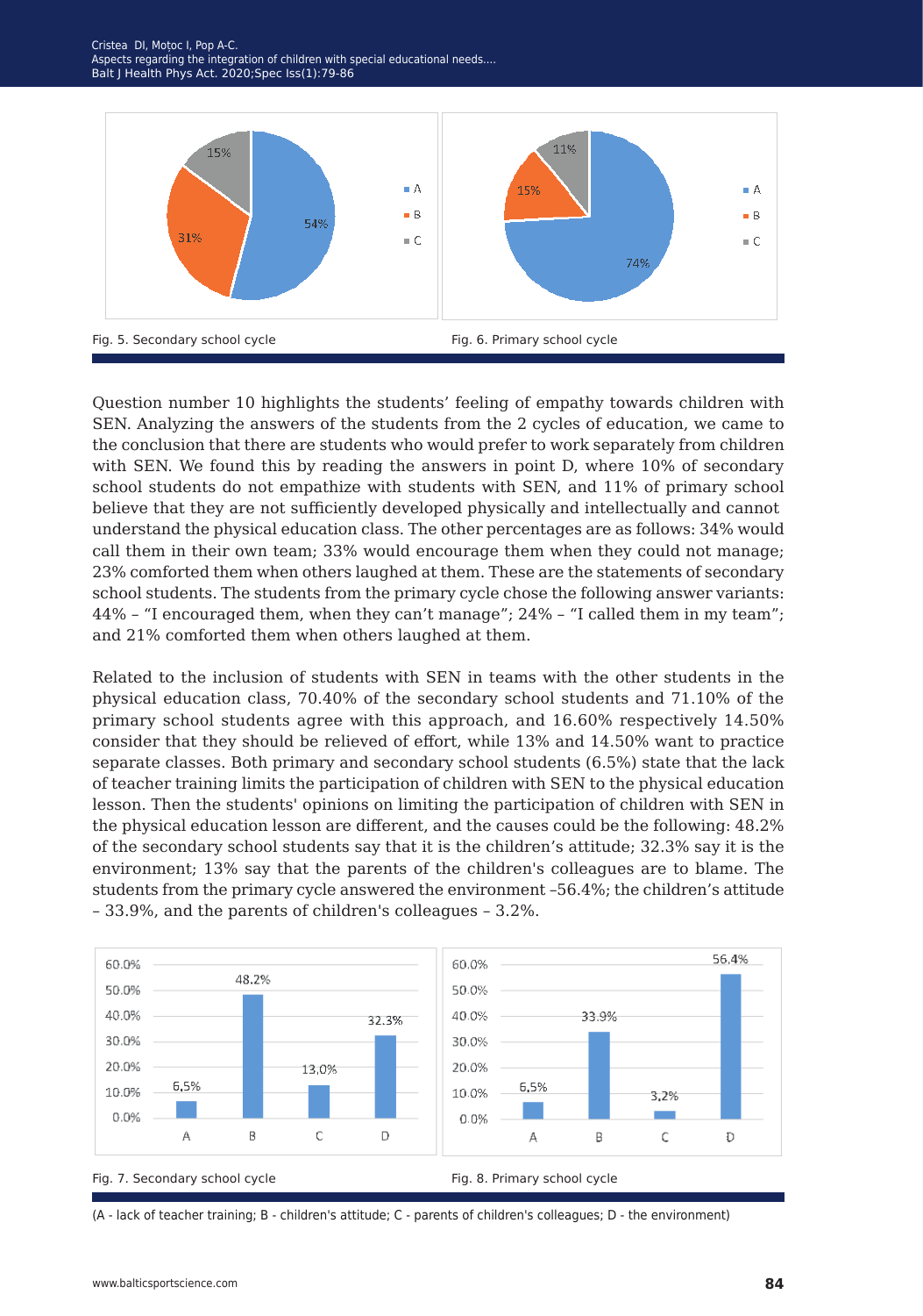Fig. 5. Secondary school cycle

Fig. 6. Primary school cycle

Question number 10 highlights the students' feeling of empathy towards children with SEN. Analyzing the answers of the students from the 2 cycles of education, we came to the conclusion that there are students who would prefer to work separately from children with SEN. We found this by reading the answers in point D, where 10% of secondary school students do not empathize with students with SEN, and 11% of primary school believe that they are not sufficiently developed physically and intellectually and cannot understand the physical education class. The other percentages are as follows: 34% would call them in their own team; 33% would encourage them when they could not manage; 23% comforted them when others laughed at them. These are the statements of secondary school students. The students from the primary cycle chose the following answer variants: 44% – "I encouraged them, when they can't manage"; 24% – "I called them in my team"; and 21% comforted them when others laughed at them.

Related to the inclusion of students with SEN in teams with the other students in the physical education class, 70.40% of the secondary school students and 71.10% of the primary school students agree with this approach, and 16.60% respectively 14.50% consider that they should be relieved of effort, while 13% and 14.50% want to practice separate classes. Both primary and secondary school students (6.5%) state that the lack of teacher training limits the participation of children with SEN to the physical education lesson. Then the students' opinions on limiting the participation of children with SEN in the physical education lesson are different, and the causes could be the following: 48.2% of the secondary school students say that it is the children's attitude; 32.3% say it is the environment; 13% say that the parents of the children's colleagues are to blame. The students from the primary cycle answered the environment –56.4%; the children's attitude – 33.9%, and the parents of children's colleagues – 3.2%.

Fig. 7. Secondary school cycle

Fig. 8. Primary school cycle

(A - lack of teacher training; B - children's attitude; C - parents of children's colleagues; D - the environment)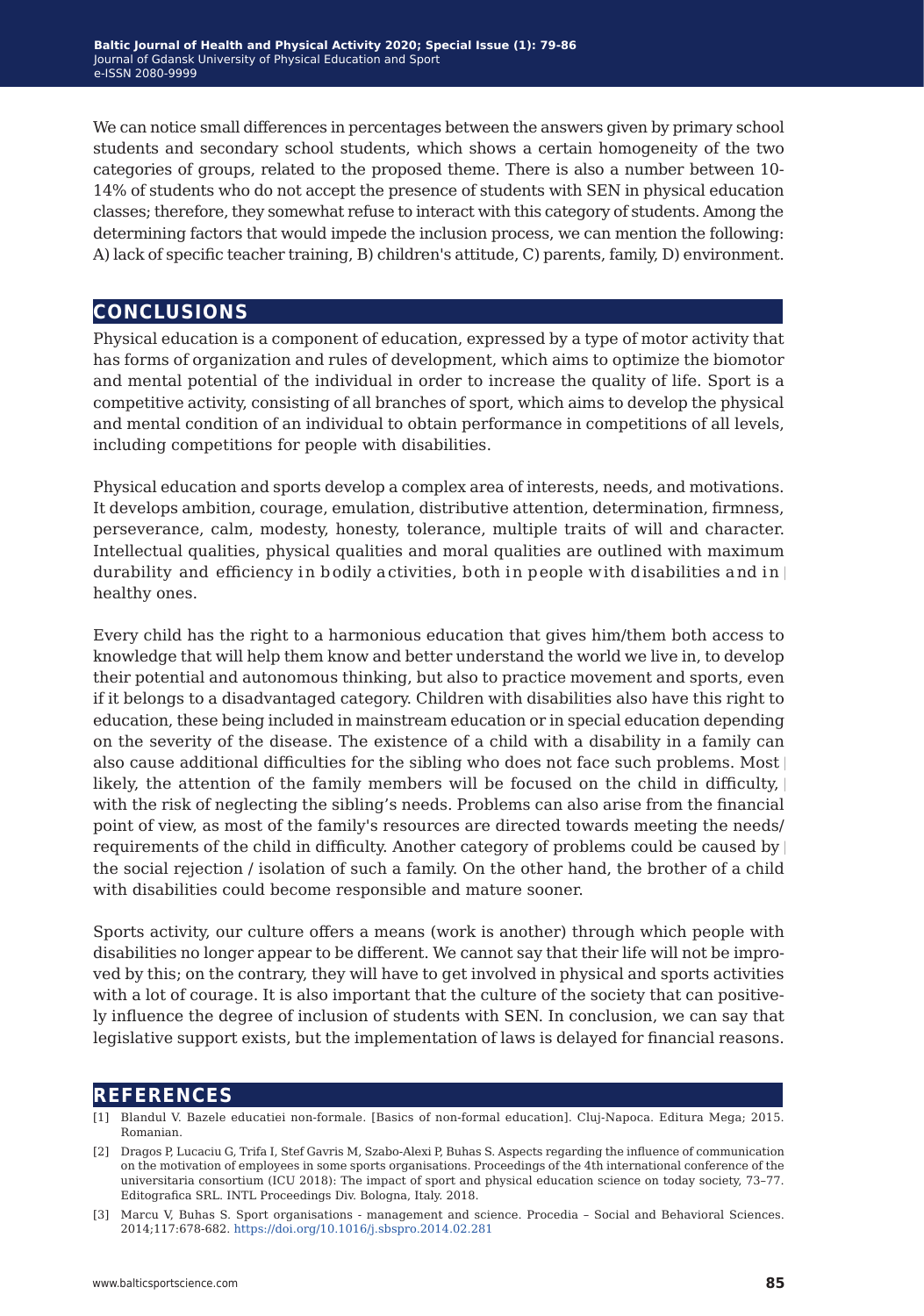We can notice small differences in percentages between the answers given by primary school students and secondary school students, which shows a certain homogeneity of the two categories of groups, related to the proposed theme. There is also a number between 10-14% of students who do not accept the presence of students with SEN in physical education classes; therefore, they somewhat refuse to interact with this category of students. Among the determining factors that would impede the inclusion process, we can mention the following: A) lack of specific teacher training, B) children's attitude, C) parents, family, D) environment.

## CONCLUSIONS

Physical education is a component of education, expressed by a type of motor activity that has forms of organization and rules of development, which aims to optimize the biomotor and mental potential of the individual in order to increase the quality of life. Sport is a competitive activity, consisting of all branches of sport, which aims to develop the physical and mental condition of an individual to obtain performance in competitions of all levels, including competitions for people with disabilities.

Physical education and sports develop a complex area of interests, needs, and motivations. It develops ambition, courage, emulation, distributive attention, determination, firmness, perseverance, calm, modesty, honesty, tolerance, multiple traits of will and character. Intellectual qualities, physical qualities and moral qualities are outlined with maximum durability and efficiency in bodily activities, both in people with disabilities and in healthy ones.

Every child has the right to a harmonious education that gives him/them both access to knowledge that will help them know and better understand the world we live in, to develop their potential and autonomous thinking, but also to practice movement and sports, even if it belongs to a disadvantaged category. Children with disabilities also have this right to education, these being included in mainstream education or in special education depending on the severity of the disease. The existence of a child with a disability in a family can also cause additional difficulties for the sibling who does not face such problems. Most likely, the attention of the family members will be focused on the child in difficulty, with the risk of neglecting the sibling's needs. Problems can also arise from the financial point of view, as most of the family's resources are directed towards meeting the needs/ requirements of the child in difficulty. Another category of problems could be caused by the social rejection / isolation of such a family. On the other hand, the brother of a child with disabilities could become responsible and mature sooner.

Sports activity, our culture offers a means (work is another) through which people with disabilities no longer appear to be different. We cannot say that their life will not be improved by this; on the contrary, they will have to get involved in physical and sports activities with a lot of courage. It is also important that the culture of the society that can positively influence the degree of inclusion of students with SEN. In conclusion, we can say that legislative support exists, but the implementation of laws is delayed for financial reasons.

## REFERENCES

[1] Blandul V. Bazele educatiei non-formale. [Basics of non-formal education]. Cluj-Napoca. Editura Mega; 2015. Romanian.

[2] Dragos P, Lucaciu G, Trifa I, Stef Gavris M, Szabo-Alexi P, Buhas S. Aspects regarding the influence of communication on the motivation of employees in some sports organisations. Proceedings of the 4th international conference of the universitaria consortium (ICU 2018): The impact of sport and physical education science on today society, 73–77. Editografica SRL. INTL Proceedings Div. Bologna, Italy. 2018.

[3] Marcu V, Buhas S. Sport organisations - management and science. Procedia – Social and Behavioral Sciences. 2014;117:678-682. https://doi.org/10.1016/j.sbspro.2014.02.281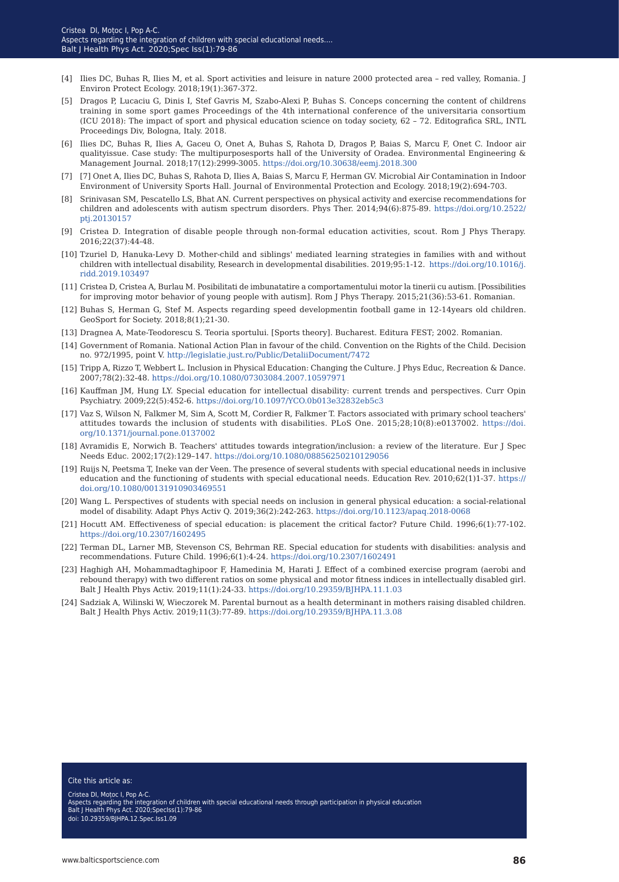[4] Ilies DC, Buhas R, Ilies M, et al. Sport activities and leisure in nature 2000 protected area – red valley, Romania. J Environ Protect Ecology. 2018;19(1):367-372.

[5] Dragos P, Lucaciu G, Dinis I, Stef Gavris M, Szabo-Alexi P, Buhas S. Conceps concerning the content of childrens training in some sport games Proceedings of the 4th international conference of the universitaria consortium (ICU 2018): The impact of sport and physical education science on today society, 62 – 72. Editografica SRL, INTL Proceedings Div, Bologna, Italy. 2018.

[6] Ilies DC, Buhas R, Ilies A, Gaceu O, Onet A, Buhas S, Rahota D, Dragos P, Baias S, Marcu F, Onet C. Indoor air qualityissue. Case study: The multipurposesports hall of the University of Oradea. Environmental Engineering & Management Journal. 2018;17(12):2999-3005. https://doi.org/10.30638/eemj.2018.300

[7] [7] Onet A, Ilies DC, Buhas S, Rahota D, Ilies A, Baias S, Marcu F, Herman GV. Microbial Air Contamination in Indoor Environment of University Sports Hall. Journal of Environmental Protection and Ecology. 2018;19(2):694-703.

[8] Srinivasan SM, Pescatello LS, Bhat AN. Current perspectives on physical activity and exercise recommendations for children and adolescents with autism spectrum disorders. Phys Ther. 2014;94(6):875-89. https://doi.org/10.2522/ptj.20130157

[9] Cristea D. Integration of disable people through non-formal education activities, scout. Rom J Phys Therapy. 2016;22(37):44-48.

[10] Tzuriel D, Hanuka-Levy D. Mother-child and siblings' mediated learning strategies in families with and without children with intellectual disability, Research in developmental disabilities. 2019;95:1-12. https://doi.org/10.1016/j.ridd.2019.103497

[11] Cristea D, Cristea A, Burlau M. Posibilitati de imbunatatire a comportamentului motor la tinerii cu autism. [Possibilities for improving motor behavior of young people with autism]. Rom J Phys Therapy. 2015;21(36):53-61. Romanian.

[12] Buhas S, Herman G, Stef M. Aspects regarding speed developmentin football game in 12-14years old children. GeoSport for Society. 2018;8(1);21-30.

[13] Dragnea A, Mate-Teodorescu S. Teoria sportului. [Sports theory]. Bucharest. Editura FEST; 2002. Romanian.

[14] Government of Romania. National Action Plan in favour of the child. Convention on the Rights of the Child. Decision no. 972/1995, point V. http://legislatie.just.ro/Public/DetaliiDocument/7472

[15] Tripp A, Rizzo T, Webbert L. Inclusion in Physical Education: Changing the Culture. J Phys Educ, Recreation & Dance. 2007;78(2):32-48. https://doi.org/10.1080/07303084.2007.10597971

[16] Kauffman JM, Hung LY. Special education for intellectual disability: current trends and perspectives. Curr Opin Psychiatry. 2009;22(5):452-6. https://doi.org/10.1097/YCO.0b013e32832eb5c3

[17] Vaz S, Wilson N, Falkmer M, Sim A, Scott M, Cordier R, Falkmer T. Factors associated with primary school teachers' attitudes towards the inclusion of students with disabilities. PLoS One. 2015;28;10(8):e0137002. https://doi.org/10.1371/journal.pone.0137002

[18] Avramidis E, Norwich B. Teachers' attitudes towards integration/inclusion: a review of the literature. Eur J Spec Needs Educ. 2002;17(2):129–147. https://doi.org/10.1080/08856250210129056

[19] Ruijs N, Peetsma T, Ineke van der Veen. The presence of several students with special educational needs in inclusive education and the functioning of students with special educational needs. Education Rev. 2010;62(1)1-37. https://doi.org/10.1080/00131910903469551

[20] Wang L. Perspectives of students with special needs on inclusion in general physical education: a social-relational model of disability. Adapt Phys Activ Q. 2019;36(2):242-263. https://doi.org/10.1123/apaq.2018-0068

[21] Hocutt AM. Effectiveness of special education: is placement the critical factor? Future Child. 1996;6(1):77-102. https://doi.org/10.2307/1602495

[22] Terman DL, Larner MB, Stevenson CS, Behrman RE. Special education for students with disabilities: analysis and recommendations. Future Child. 1996;6(1):4-24. https://doi.org/10.2307/1602491

[23] Haghigh AH, Mohammadtaghipoor F, Hamedinia M, Harati J. Effect of a combined exercise program (aerobi and rebound therapy) with two different ratios on some physical and motor fitness indices in intellectually disabled girl. Balt J Health Phys Activ. 2019;11(1):24-33. https://doi.org/10.29359/BJHPA.11.1.03

[24] Sadziak A, Wilinski W, Wieczorek M. Parental burnout as a health determinant in mothers raising disabled children. Balt J Health Phys Activ. 2019;11(3):77-89. https://doi.org/10.29359/BJHPA.11.3.08

Cite this article as:

Cristea DI, Moțoc I, Pop A-C.
Aspects regarding the integration of children with special educational needs through participation in physical education
Balt J Health Phys Act. 2020;SpecIss(1):79-86
doi: 10.29359/BJHPA.12.Spec.Iss1.09